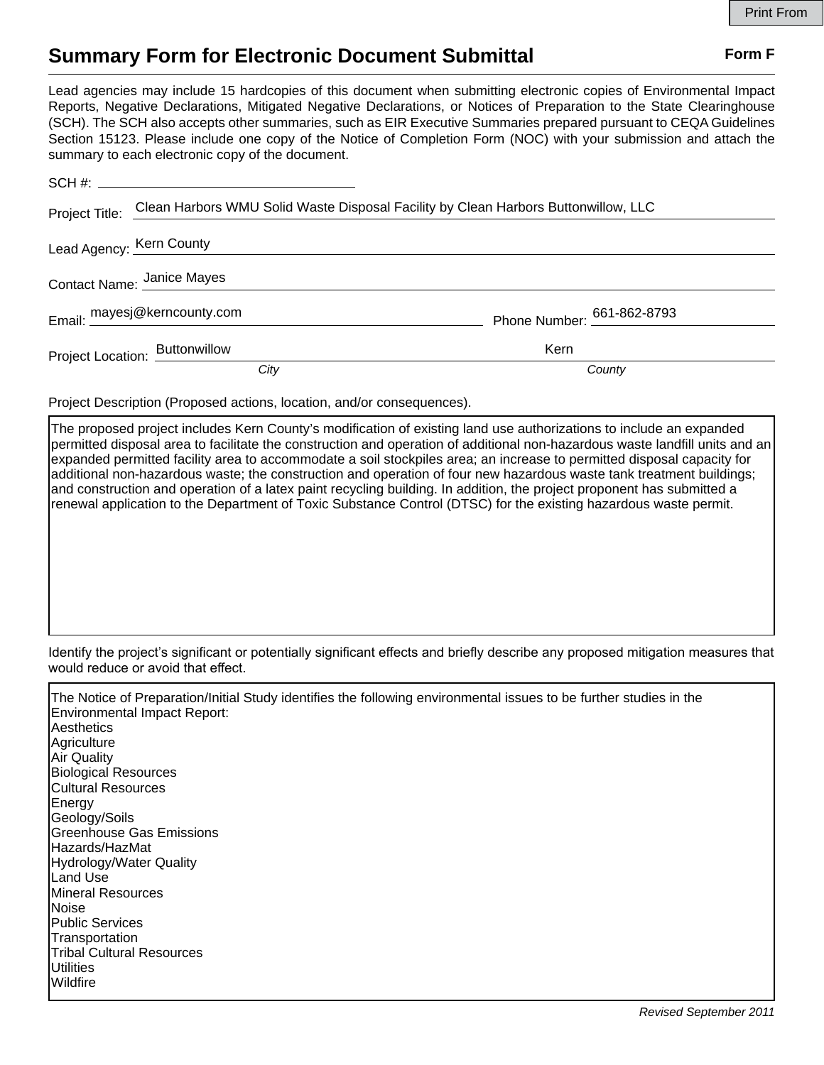# Summary Form for Electronic Document Submittal

**Form F**

Lead agencies may include 15 hardcopies of this document when submitting electronic copies of Environmental Impact Reports, Negative Declarations, Mitigated Negative Declarations, or Notices of Preparation to the State Clearinghouse (SCH). The SCH also accepts other summaries, such as EIR Executive Summaries prepared pursuant to CEQA Guidelines Section 15123. Please include one copy of the Notice of Completion Form (NOC) with your submission and attach the summary to each electronic copy of the document.

SCH #: 

Project Title: Clean Harbors WMU Solid Waste Disposal Facility by Clean Harbors Buttonwillow, LLC

Lead Agency: Kern County

Contact Name: Janice Mayes

Email: mayesj@kerncounty.com Phone Number: 661-862-8793

Project Location: Buttonwillow (*City*) Kern (*County*)

Project Description (Proposed actions, location, and/or consequences).

The proposed project includes Kern County's modification of existing land use authorizations to include an expanded permitted disposal area to facilitate the construction and operation of additional non-hazardous waste landfill units and an expanded permitted facility area to accommodate a soil stockpiles area; an increase to permitted disposal capacity for additional non-hazardous waste; the construction and operation of four new hazardous waste tank treatment buildings; and construction and operation of a latex paint recycling building. In addition, the project proponent has submitted a renewal application to the Department of Toxic Substance Control (DTSC) for the existing hazardous waste permit.

Identify the project's significant or potentially significant effects and briefly describe any proposed mitigation measures that would reduce or avoid that effect.

The Notice of Preparation/Initial Study identifies the following environmental issues to be further studies in the Environmental Impact Report:
Aesthetics
Agriculture
Air Quality
Biological Resources
Cultural Resources
Energy
Geology/Soils
Greenhouse Gas Emissions
Hazards/HazMat
Hydrology/Water Quality
Land Use
Mineral Resources
Noise
Public Services
Transportation
Tribal Cultural Resources
Utilities
Wildfire

*Revised September 2011*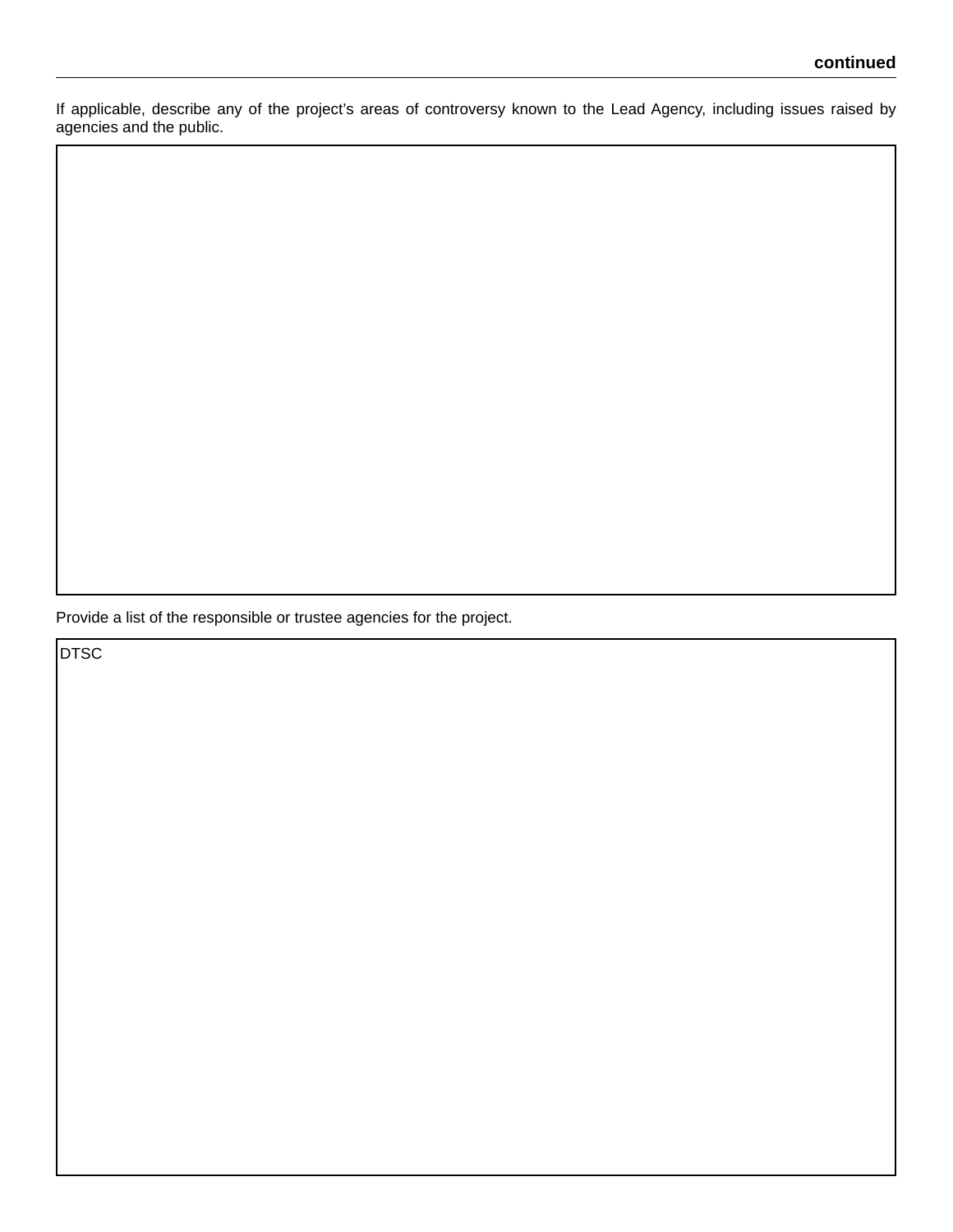**continued**

If applicable, describe any of the project's areas of controversy known to the Lead Agency, including issues raised by agencies and the public.

Provide a list of the responsible or trustee agencies for the project.

DTSC